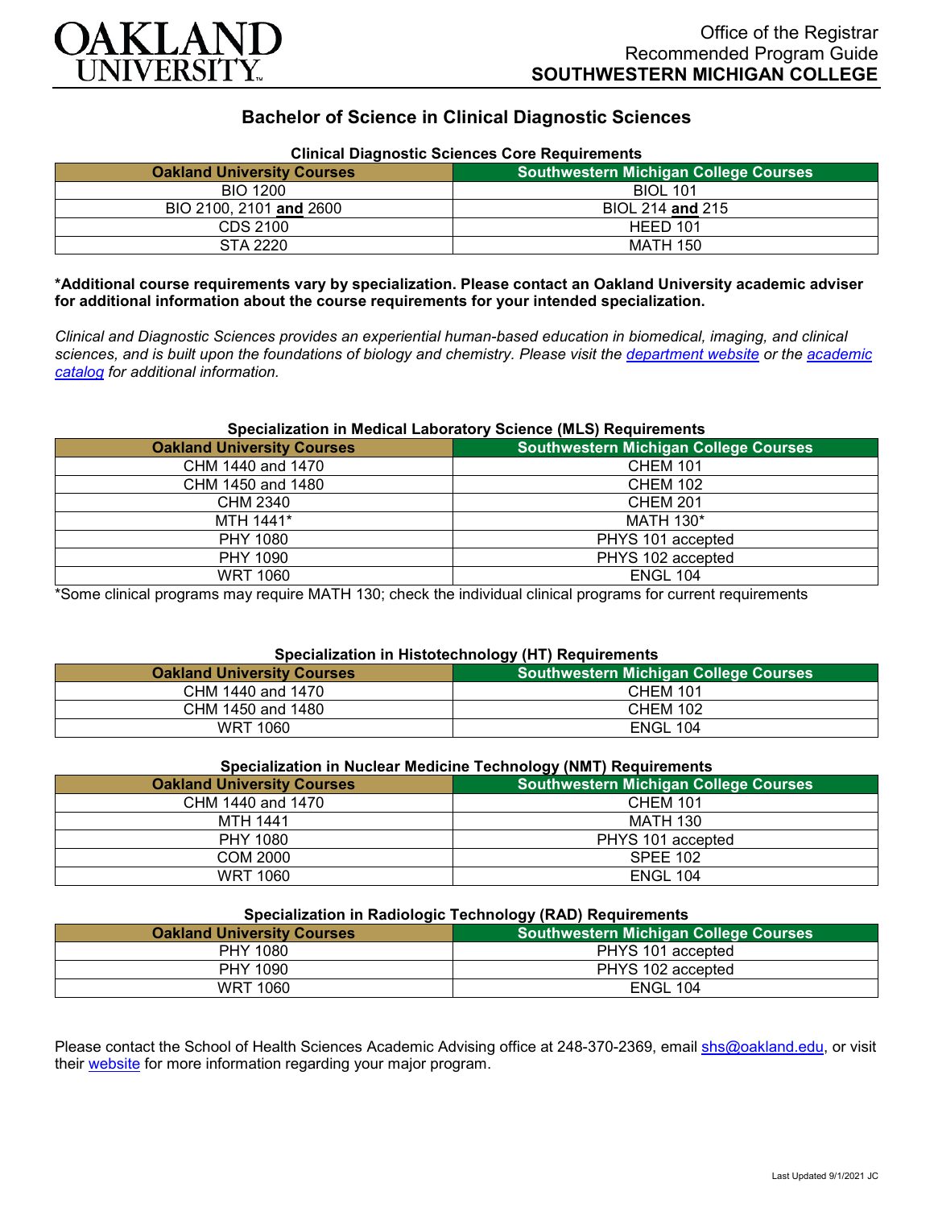Office of the Registrar
Recommended Program Guide
**SOUTHWESTERN MICHIGAN COLLEGE**

# Bachelor of Science in Clinical Diagnostic Sciences

### Clinical Diagnostic Sciences Core Requirements

| Oakland University Courses | Southwestern Michigan College Courses |
|---|---|
| BIO 1200 | BIOL 101 |
| BIO 2100, 2101 **and** 2600 | BIOL 214 **and** 215 |
| CDS 2100 | HEED 101 |
| STA 2220 | MATH 150 |

**\*Additional course requirements vary by specialization. Please contact an Oakland University academic adviser for additional information about the course requirements for your intended specialization.**

*Clinical and Diagnostic Sciences provides an experiential human-based education in biomedical, imaging, and clinical sciences, and is built upon the foundations of biology and chemistry. Please visit the department website or the academic catalog for additional information.*

### Specialization in Medical Laboratory Science (MLS) Requirements

| Oakland University Courses | Southwestern Michigan College Courses |
|---|---|
| CHM 1440 and 1470 | CHEM 101 |
| CHM 1450 and 1480 | CHEM 102 |
| CHM 2340 | CHEM 201 |
| MTH 1441* | MATH 130* |
| PHY 1080 | PHYS 101 accepted |
| PHY 1090 | PHYS 102 accepted |
| WRT 1060 | ENGL 104 |

*Some clinical programs may require MATH 130; check the individual clinical programs for current requirements

### Specialization in Histotechnology (HT) Requirements

| Oakland University Courses | Southwestern Michigan College Courses |
|---|---|
| CHM 1440 and 1470 | CHEM 101 |
| CHM 1450 and 1480 | CHEM 102 |
| WRT 1060 | ENGL 104 |

### Specialization in Nuclear Medicine Technology (NMT) Requirements

| Oakland University Courses | Southwestern Michigan College Courses |
|---|---|
| CHM 1440 and 1470 | CHEM 101 |
| MTH 1441 | MATH 130 |
| PHY 1080 | PHYS 101 accepted |
| COM 2000 | SPEE 102 |
| WRT 1060 | ENGL 104 |

### Specialization in Radiologic Technology (RAD) Requirements

| Oakland University Courses | Southwestern Michigan College Courses |
|---|---|
| PHY 1080 | PHYS 101 accepted |
| PHY 1090 | PHYS 102 accepted |
| WRT 1060 | ENGL 104 |

Please contact the School of Health Sciences Academic Advising office at 248-370-2369, email shs@oakland.edu, or visit their website for more information regarding your major program.

Last Updated 9/1/2021 JC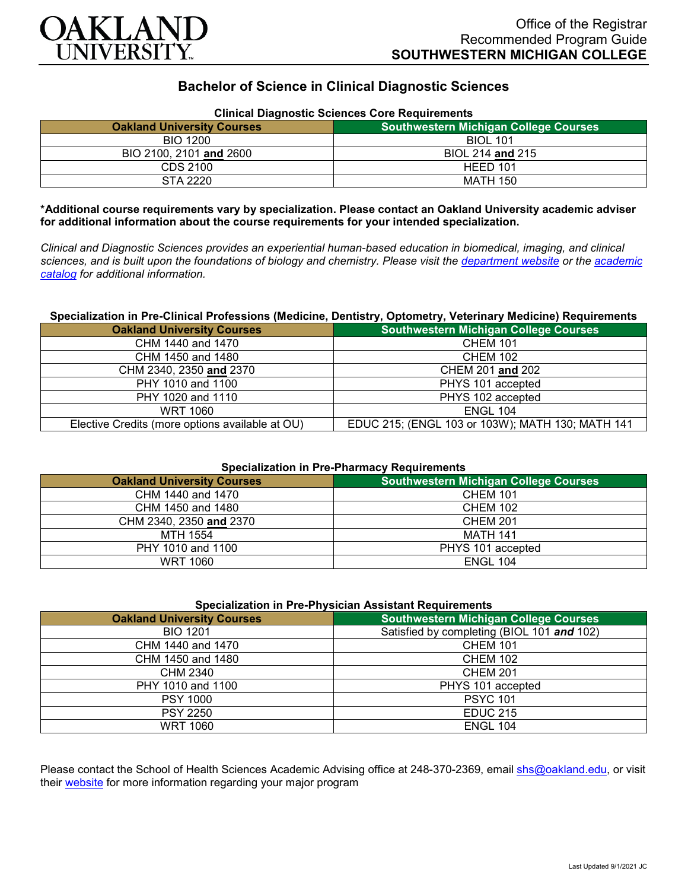Office of the Registrar
Recommended Program Guide
**SOUTHWESTERN MICHIGAN COLLEGE**

# Bachelor of Science in Clinical Diagnostic Sciences

### Clinical Diagnostic Sciences Core Requirements

| Oakland University Courses | Southwestern Michigan College Courses |
|---|---|
| BIO 1200 | BIOL 101 |
| BIO 2100, 2101 **and** 2600 | BIOL 214 **and** 215 |
| CDS 2100 | HEED 101 |
| STA 2220 | MATH 150 |

**\*Additional course requirements vary by specialization. Please contact an Oakland University academic adviser for additional information about the course requirements for your intended specialization.**

*Clinical and Diagnostic Sciences provides an experiential human-based education in biomedical, imaging, and clinical sciences, and is built upon the foundations of biology and chemistry. Please visit the [department website] or the [academic catalog] for additional information.*

### Specialization in Pre-Clinical Professions (Medicine, Dentistry, Optometry, Veterinary Medicine) Requirements

| Oakland University Courses | Southwestern Michigan College Courses |
|---|---|
| CHM 1440 and 1470 | CHEM 101 |
| CHM 1450 and 1480 | CHEM 102 |
| CHM 2340, 2350 **and** 2370 | CHEM 201 **and** 202 |
| PHY 1010 and 1100 | PHYS 101 accepted |
| PHY 1020 and 1110 | PHYS 102 accepted |
| WRT 1060 | ENGL 104 |
| Elective Credits (more options available at OU) | EDUC 215; (ENGL 103 or 103W); MATH 130; MATH 141 |

### Specialization in Pre-Pharmacy Requirements

| Oakland University Courses | Southwestern Michigan College Courses |
|---|---|
| CHM 1440 and 1470 | CHEM 101 |
| CHM 1450 and 1480 | CHEM 102 |
| CHM 2340, 2350 **and** 2370 | CHEM 201 |
| MTH 1554 | MATH 141 |
| PHY 1010 and 1100 | PHYS 101 accepted |
| WRT 1060 | ENGL 104 |

### Specialization in Pre-Physician Assistant Requirements

| Oakland University Courses | Southwestern Michigan College Courses |
|---|---|
| BIO 1201 | Satisfied by completing (BIOL 101 ***and*** 102) |
| CHM 1440 and 1470 | CHEM 101 |
| CHM 1450 and 1480 | CHEM 102 |
| CHM 2340 | CHEM 201 |
| PHY 1010 and 1100 | PHYS 101 accepted |
| PSY 1000 | PSYC 101 |
| PSY 2250 | EDUC 215 |
| WRT 1060 | ENGL 104 |

Please contact the School of Health Sciences Academic Advising office at 248-370-2369, email shs@oakland.edu, or visit their [website] for more information regarding your major program

Last Updated 9/1/2021 JC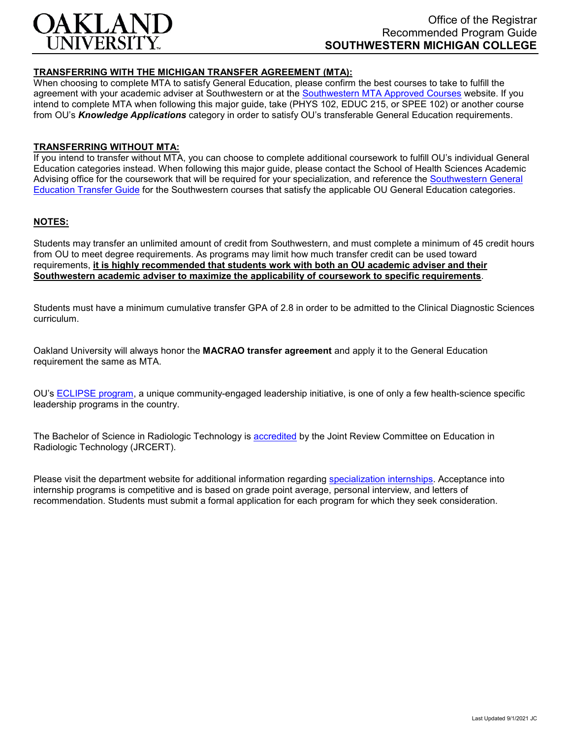## TRANSFERRING WITH THE MICHIGAN TRANSFER AGREEMENT (MTA):

When choosing to complete MTA to satisfy General Education, please confirm the best courses to take to fulfill the agreement with your academic adviser at Southwestern or at the Southwestern MTA Approved Courses website. If you intend to complete MTA when following this major guide, take (PHYS 102, EDUC 215, or SPEE 102) or another course from OU's ***Knowledge Applications*** category in order to satisfy OU's transferable General Education requirements.

## TRANSFERRING WITHOUT MTA:

If you intend to transfer without MTA, you can choose to complete additional coursework to fulfill OU's individual General Education categories instead. When following this major guide, please contact the School of Health Sciences Academic Advising office for the coursework that will be required for your specialization, and reference the Southwestern General Education Transfer Guide for the Southwestern courses that satisfy the applicable OU General Education categories.

## NOTES:

Students may transfer an unlimited amount of credit from Southwestern, and must complete a minimum of 45 credit hours from OU to meet degree requirements. As programs may limit how much transfer credit can be used toward requirements, **it is highly recommended that students work with both an OU academic adviser and their Southwestern academic adviser to maximize the applicability of coursework to specific requirements**.

Students must have a minimum cumulative transfer GPA of 2.8 in order to be admitted to the Clinical Diagnostic Sciences curriculum.

Oakland University will always honor the **MACRAO transfer agreement** and apply it to the General Education requirement the same as MTA.

OU's ECLIPSE program, a unique community-engaged leadership initiative, is one of only a few health-science specific leadership programs in the country.

The Bachelor of Science in Radiologic Technology is accredited by the Joint Review Committee on Education in Radiologic Technology (JRCERT).

Please visit the department website for additional information regarding specialization internships. Acceptance into internship programs is competitive and is based on grade point average, personal interview, and letters of recommendation. Students must submit a formal application for each program for which they seek consideration.